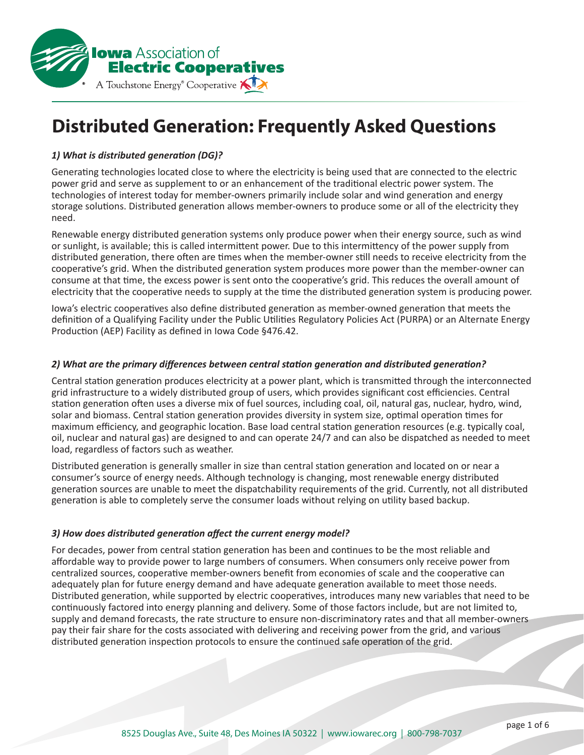# Distributed Generation: Frequently Asked Questions

### *1) What is distributed generation (DG)?*

Generating technologies located close to where the electricity is being used that are connected to the electric power grid and serve as supplement to or an enhancement of the traditional electric power system. The technologies of interest today for member-owners primarily include solar and wind generation and energy storage solutions. Distributed generation allows member-owners to produce some or all of the electricity they need.

Renewable energy distributed generation systems only produce power when their energy source, such as wind or sunlight, is available; this is called intermittent power. Due to this intermittency of the power supply from distributed generation, there often are times when the member-owner still needs to receive electricity from the cooperative's grid. When the distributed generation system produces more power than the member-owner can consume at that time, the excess power is sent onto the cooperative's grid. This reduces the overall amount of electricity that the cooperative needs to supply at the time the distributed generation system is producing power.

Iowa's electric cooperatives also define distributed generation as member-owned generation that meets the definition of a Qualifying Facility under the Public Utilities Regulatory Policies Act (PURPA) or an Alternate Energy Production (AEP) Facility as defined in Iowa Code §476.42.

### *2) What are the primary differences between central station generation and distributed generation?*

Central station generation produces electricity at a power plant, which is transmitted through the interconnected grid infrastructure to a widely distributed group of users, which provides significant cost efficiencies. Central station generation often uses a diverse mix of fuel sources, including coal, oil, natural gas, nuclear, hydro, wind, solar and biomass. Central station generation provides diversity in system size, optimal operation times for maximum efficiency, and geographic location. Base load central station generation resources (e.g. typically coal, oil, nuclear and natural gas) are designed to and can operate 24/7 and can also be dispatched as needed to meet load, regardless of factors such as weather.

Distributed generation is generally smaller in size than central station generation and located on or near a consumer's source of energy needs. Although technology is changing, most renewable energy distributed generation sources are unable to meet the dispatchability requirements of the grid. Currently, not all distributed generation is able to completely serve the consumer loads without relying on utility based backup.

### *3) How does distributed generation affect the current energy model?*

For decades, power from central station generation has been and continues to be the most reliable and affordable way to provide power to large numbers of consumers. When consumers only receive power from centralized sources, cooperative member-owners benefit from economies of scale and the cooperative can adequately plan for future energy demand and have adequate generation available to meet those needs. Distributed generation, while supported by electric cooperatives, introduces many new variables that need to be continuously factored into energy planning and delivery. Some of those factors include, but are not limited to, supply and demand forecasts, the rate structure to ensure non-discriminatory rates and that all member-owners pay their fair share for the costs associated with delivering and receiving power from the grid, and various distributed generation inspection protocols to ensure the continued safe operation of the grid.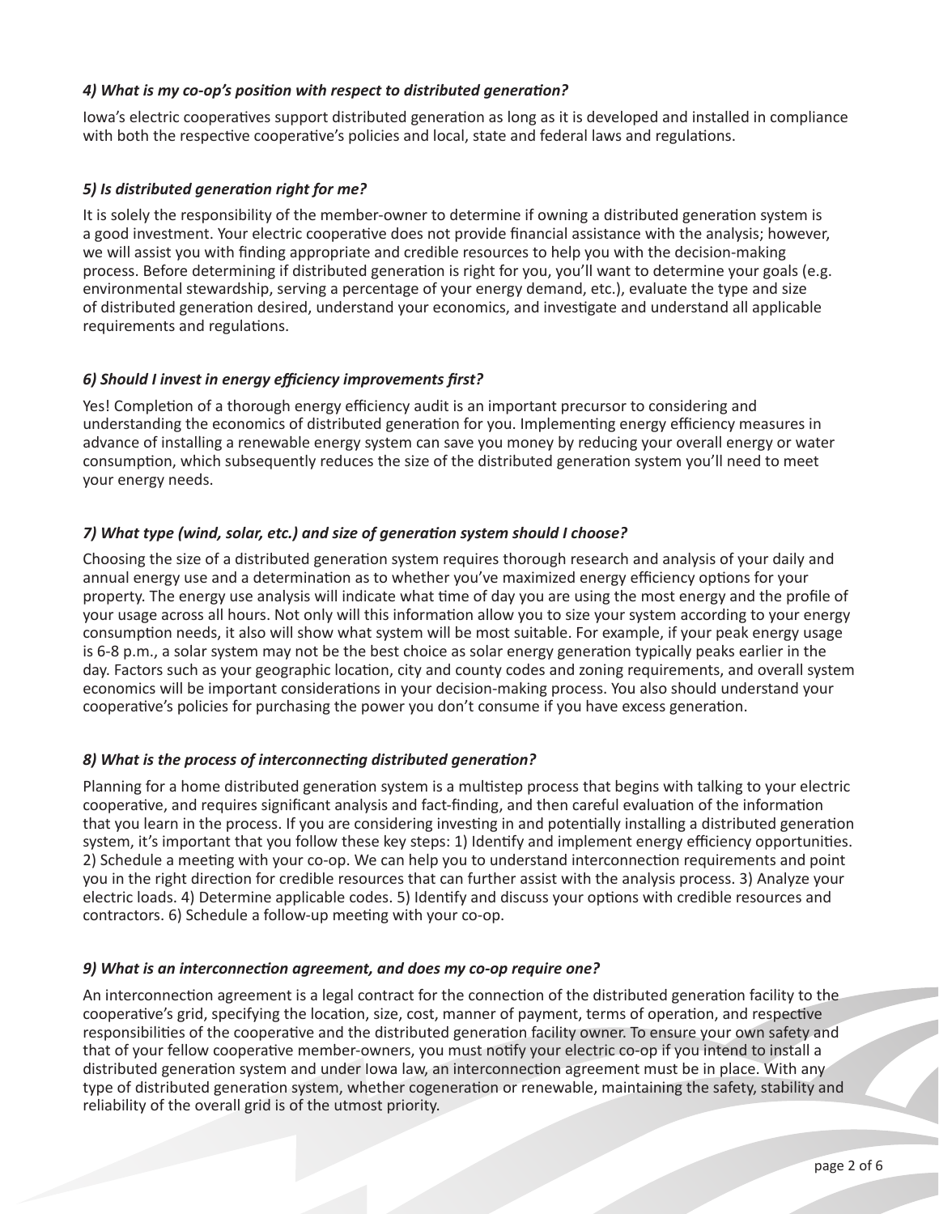### *4) What is my co-op's position with respect to distributed generation?*

Iowa's electric cooperatives support distributed generation as long as it is developed and installed in compliance with both the respective cooperative's policies and local, state and federal laws and regulations.

### *5) Is distributed generation right for me?*

It is solely the responsibility of the member-owner to determine if owning a distributed generation system is a good investment. Your electric cooperative does not provide financial assistance with the analysis; however, we will assist you with finding appropriate and credible resources to help you with the decision-making process. Before determining if distributed generation is right for you, you'll want to determine your goals (e.g. environmental stewardship, serving a percentage of your energy demand, etc.), evaluate the type and size of distributed generation desired, understand your economics, and investigate and understand all applicable requirements and regulations.

### *6) Should I invest in energy efficiency improvements first?*

Yes! Completion of a thorough energy efficiency audit is an important precursor to considering and understanding the economics of distributed generation for you. Implementing energy efficiency measures in advance of installing a renewable energy system can save you money by reducing your overall energy or water consumption, which subsequently reduces the size of the distributed generation system you'll need to meet your energy needs.

### *7) What type (wind, solar, etc.) and size of generation system should I choose?*

Choosing the size of a distributed generation system requires thorough research and analysis of your daily and annual energy use and a determination as to whether you've maximized energy efficiency options for your property. The energy use analysis will indicate what time of day you are using the most energy and the profile of your usage across all hours. Not only will this information allow you to size your system according to your energy consumption needs, it also will show what system will be most suitable. For example, if your peak energy usage is 6-8 p.m., a solar system may not be the best choice as solar energy generation typically peaks earlier in the day. Factors such as your geographic location, city and county codes and zoning requirements, and overall system economics will be important considerations in your decision-making process. You also should understand your cooperative's policies for purchasing the power you don't consume if you have excess generation.

### *8) What is the process of interconnecting distributed generation?*

Planning for a home distributed generation system is a multistep process that begins with talking to your electric cooperative, and requires significant analysis and fact-finding, and then careful evaluation of the information that you learn in the process. If you are considering investing in and potentially installing a distributed generation system, it's important that you follow these key steps: 1) Identify and implement energy efficiency opportunities. 2) Schedule a meeting with your co-op. We can help you to understand interconnection requirements and point you in the right direction for credible resources that can further assist with the analysis process. 3) Analyze your electric loads. 4) Determine applicable codes. 5) Identify and discuss your options with credible resources and contractors. 6) Schedule a follow-up meeting with your co-op.

### *9) What is an interconnection agreement, and does my co-op require one?*

An interconnection agreement is a legal contract for the connection of the distributed generation facility to the cooperative's grid, specifying the location, size, cost, manner of payment, terms of operation, and respective responsibilities of the cooperative and the distributed generation facility owner. To ensure your own safety and that of your fellow cooperative member-owners, you must notify your electric co-op if you intend to install a distributed generation system and under Iowa law, an interconnection agreement must be in place. With any type of distributed generation system, whether cogeneration or renewable, maintaining the safety, stability and reliability of the overall grid is of the utmost priority.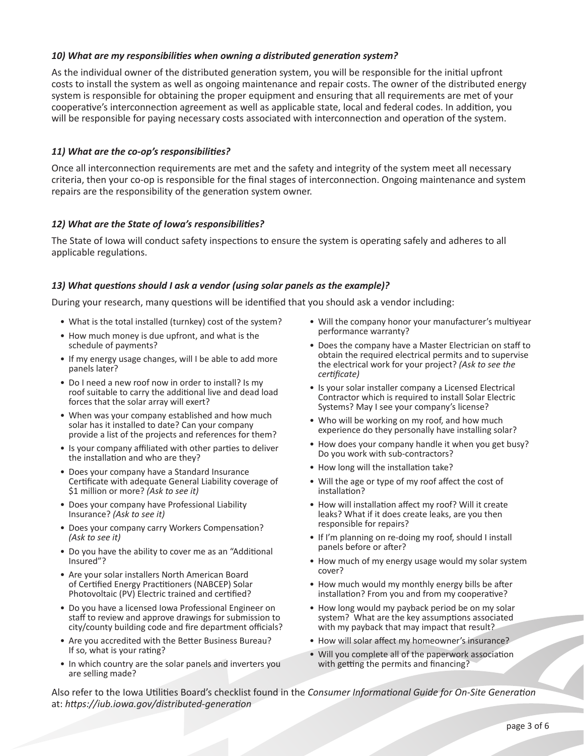### *10) What are my responsibilities when owning a distributed generation system?*

As the individual owner of the distributed generation system, you will be responsible for the initial upfront costs to install the system as well as ongoing maintenance and repair costs. The owner of the distributed energy system is responsible for obtaining the proper equipment and ensuring that all requirements are met of your cooperative's interconnection agreement as well as applicable state, local and federal codes. In addition, you will be responsible for paying necessary costs associated with interconnection and operation of the system.

### *11) What are the co-op's responsibilities?*

Once all interconnection requirements are met and the safety and integrity of the system meet all necessary criteria, then your co-op is responsible for the final stages of interconnection. Ongoing maintenance and system repairs are the responsibility of the generation system owner.

### *12) What are the State of Iowa's responsibilities?*

The State of Iowa will conduct safety inspections to ensure the system is operating safely and adheres to all applicable regulations.

### *13) What questions should I ask a vendor (using solar panels as the example)?*

During your research, many questions will be identified that you should ask a vendor including:

- What is the total installed (turnkey) cost of the system?
- How much money is due upfront, and what is the schedule of payments?
- If my energy usage changes, will I be able to add more panels later?
- Do I need a new roof now in order to install? Is my roof suitable to carry the additional live and dead load forces that the solar array will exert?
- When was your company established and how much solar has it installed to date? Can your company provide a list of the projects and references for them?
- Is your company affiliated with other parties to deliver the installation and who are they?
- Does your company have a Standard Insurance Certificate with adequate General Liability coverage of $1 million or more? *(Ask to see it)*
- Does your company have Professional Liability Insurance? *(Ask to see it)*
- Does your company carry Workers Compensation? *(Ask to see it)*
- Do you have the ability to cover me as an "Additional Insured"?
- Are your solar installers North American Board of Certified Energy Practitioners (NABCEP) Solar Photovoltaic (PV) Electric trained and certified?
- Do you have a licensed Iowa Professional Engineer on staff to review and approve drawings for submission to city/county building code and fire department officials?
- Are you accredited with the Better Business Bureau? If so, what is your rating?
- In which country are the solar panels and inverters you are selling made?
- Will the company honor your manufacturer's multiyear performance warranty?
- Does the company have a Master Electrician on staff to obtain the required electrical permits and to supervise the electrical work for your project? *(Ask to see the certificate)*
- Is your solar installer company a Licensed Electrical Contractor which is required to install Solar Electric Systems? May I see your company's license?
- Who will be working on my roof, and how much experience do they personally have installing solar?
- How does your company handle it when you get busy? Do you work with sub-contractors?
- How long will the installation take?
- Will the age or type of my roof affect the cost of installation?
- How will installation affect my roof? Will it create leaks? What if it does create leaks, are you then responsible for repairs?
- If I'm planning on re-doing my roof, should I install panels before or after?
- How much of my energy usage would my solar system cover?
- How much would my monthly energy bills be after installation? From you and from my cooperative?
- How long would my payback period be on my solar system? What are the key assumptions associated with my payback that may impact that result?
- How will solar affect my homeowner's insurance?
- Will you complete all of the paperwork association with getting the permits and financing?

Also refer to the Iowa Utilities Board's checklist found in the *Consumer Informational Guide for On-Site Generation* at: *https://iub.iowa.gov/distributed-generation*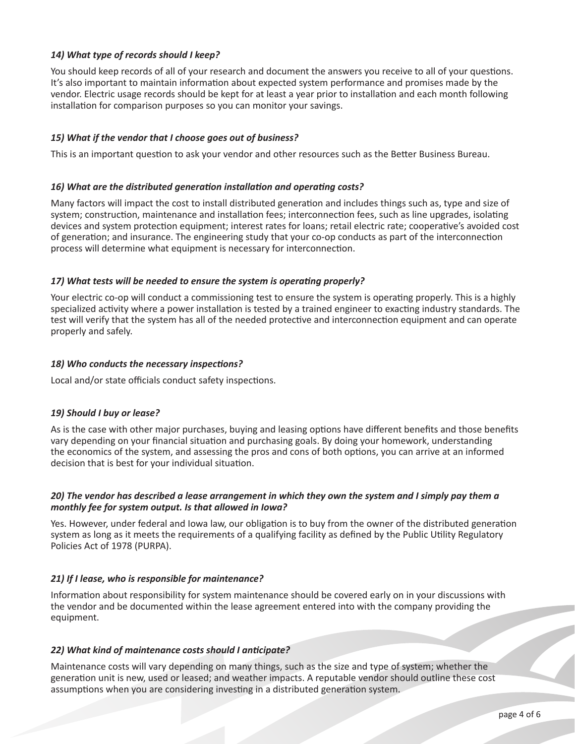***14) What type of records should I keep?***

You should keep records of all of your research and document the answers you receive to all of your questions. It's also important to maintain information about expected system performance and promises made by the vendor. Electric usage records should be kept for at least a year prior to installation and each month following installation for comparison purposes so you can monitor your savings.

***15) What if the vendor that I choose goes out of business?***

This is an important question to ask your vendor and other resources such as the Better Business Bureau.

***16) What are the distributed generation installation and operating costs?***

Many factors will impact the cost to install distributed generation and includes things such as, type and size of system; construction, maintenance and installation fees; interconnection fees, such as line upgrades, isolating devices and system protection equipment; interest rates for loans; retail electric rate; cooperative's avoided cost of generation; and insurance. The engineering study that your co-op conducts as part of the interconnection process will determine what equipment is necessary for interconnection.

***17) What tests will be needed to ensure the system is operating properly?***

Your electric co-op will conduct a commissioning test to ensure the system is operating properly. This is a highly specialized activity where a power installation is tested by a trained engineer to exacting industry standards. The test will verify that the system has all of the needed protective and interconnection equipment and can operate properly and safely.

***18) Who conducts the necessary inspections?***

Local and/or state officials conduct safety inspections.

***19) Should I buy or lease?***

As is the case with other major purchases, buying and leasing options have different benefits and those benefits vary depending on your financial situation and purchasing goals. By doing your homework, understanding the economics of the system, and assessing the pros and cons of both options, you can arrive at an informed decision that is best for your individual situation.

***20) The vendor has described a lease arrangement in which they own the system and I simply pay them a monthly fee for system output. Is that allowed in Iowa?***

Yes. However, under federal and Iowa law, our obligation is to buy from the owner of the distributed generation system as long as it meets the requirements of a qualifying facility as defined by the Public Utility Regulatory Policies Act of 1978 (PURPA).

***21) If I lease, who is responsible for maintenance?***

Information about responsibility for system maintenance should be covered early on in your discussions with the vendor and be documented within the lease agreement entered into with the company providing the equipment.

***22) What kind of maintenance costs should I anticipate?***

Maintenance costs will vary depending on many things, such as the size and type of system; whether the generation unit is new, used or leased; and weather impacts. A reputable vendor should outline these cost assumptions when you are considering investing in a distributed generation system.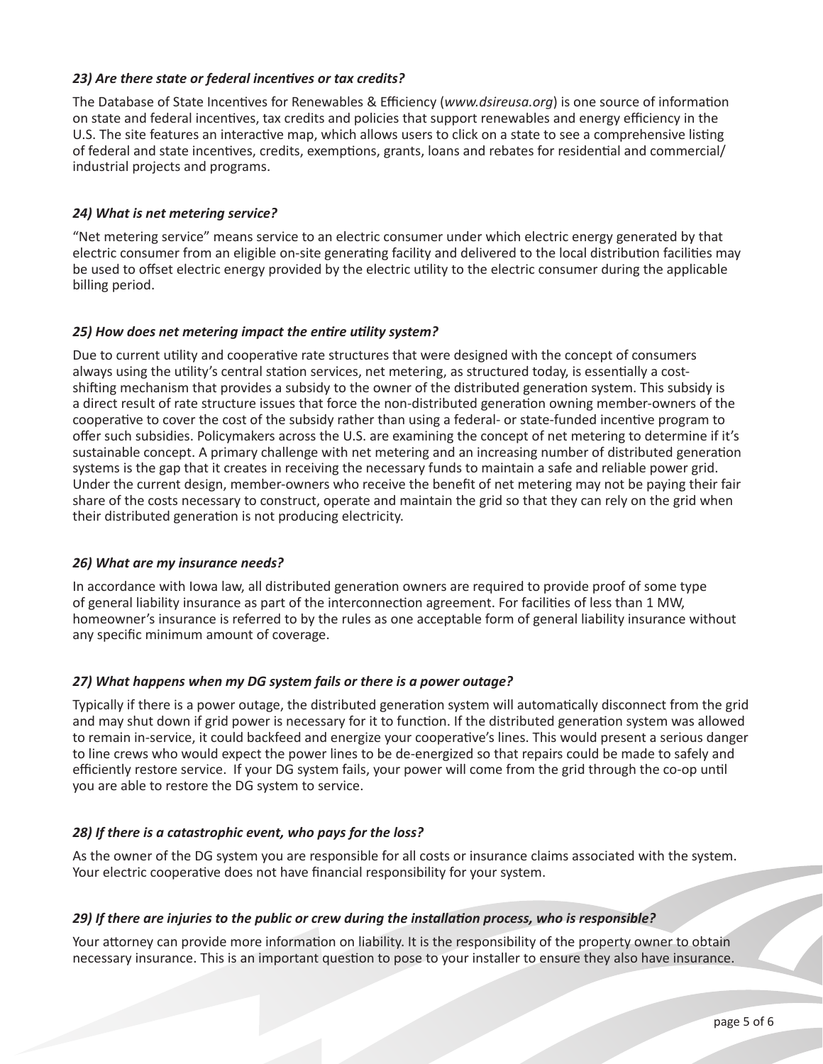### *23) Are there state or federal incentives or tax credits?*

The Database of State Incentives for Renewables & Efficiency (*www.dsireusa.org*) is one source of information on state and federal incentives, tax credits and policies that support renewables and energy efficiency in the U.S. The site features an interactive map, which allows users to click on a state to see a comprehensive listing of federal and state incentives, credits, exemptions, grants, loans and rebates for residential and commercial/industrial projects and programs.

### *24) What is net metering service?*

"Net metering service" means service to an electric consumer under which electric energy generated by that electric consumer from an eligible on-site generating facility and delivered to the local distribution facilities may be used to offset electric energy provided by the electric utility to the electric consumer during the applicable billing period.

### *25) How does net metering impact the entire utility system?*

Due to current utility and cooperative rate structures that were designed with the concept of consumers always using the utility's central station services, net metering, as structured today, is essentially a cost-shifting mechanism that provides a subsidy to the owner of the distributed generation system. This subsidy is a direct result of rate structure issues that force the non-distributed generation owning member-owners of the cooperative to cover the cost of the subsidy rather than using a federal- or state-funded incentive program to offer such subsidies. Policymakers across the U.S. are examining the concept of net metering to determine if it's sustainable concept. A primary challenge with net metering and an increasing number of distributed generation systems is the gap that it creates in receiving the necessary funds to maintain a safe and reliable power grid. Under the current design, member-owners who receive the benefit of net metering may not be paying their fair share of the costs necessary to construct, operate and maintain the grid so that they can rely on the grid when their distributed generation is not producing electricity.

### *26) What are my insurance needs?*

In accordance with Iowa law, all distributed generation owners are required to provide proof of some type of general liability insurance as part of the interconnection agreement. For facilities of less than 1 MW, homeowner's insurance is referred to by the rules as one acceptable form of general liability insurance without any specific minimum amount of coverage.

### *27) What happens when my DG system fails or there is a power outage?*

Typically if there is a power outage, the distributed generation system will automatically disconnect from the grid and may shut down if grid power is necessary for it to function. If the distributed generation system was allowed to remain in-service, it could backfeed and energize your cooperative's lines. This would present a serious danger to line crews who would expect the power lines to be de-energized so that repairs could be made to safely and efficiently restore service. If your DG system fails, your power will come from the grid through the co-op until you are able to restore the DG system to service.

### *28) If there is a catastrophic event, who pays for the loss?*

As the owner of the DG system you are responsible for all costs or insurance claims associated with the system. Your electric cooperative does not have financial responsibility for your system.

### *29) If there are injuries to the public or crew during the installation process, who is responsible?*

Your attorney can provide more information on liability. It is the responsibility of the property owner to obtain necessary insurance. This is an important question to pose to your installer to ensure they also have insurance.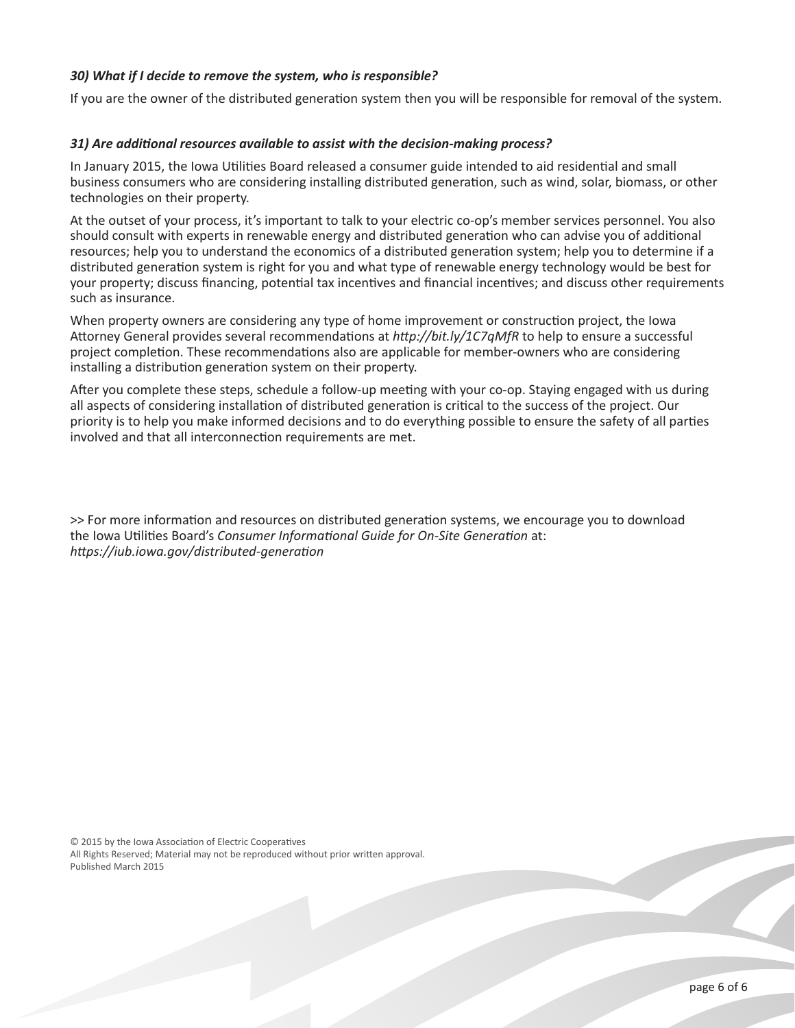***30) What if I decide to remove the system, who is responsible?***

If you are the owner of the distributed generation system then you will be responsible for removal of the system.

***31) Are additional resources available to assist with the decision-making process?***

In January 2015, the Iowa Utilities Board released a consumer guide intended to aid residential and small business consumers who are considering installing distributed generation, such as wind, solar, biomass, or other technologies on their property.

At the outset of your process, it's important to talk to your electric co-op's member services personnel. You also should consult with experts in renewable energy and distributed generation who can advise you of additional resources; help you to understand the economics of a distributed generation system; help you to determine if a distributed generation system is right for you and what type of renewable energy technology would be best for your property; discuss financing, potential tax incentives and financial incentives; and discuss other requirements such as insurance.

When property owners are considering any type of home improvement or construction project, the Iowa Attorney General provides several recommendations at *http://bit.ly/1C7qMfR* to help to ensure a successful project completion. These recommendations also are applicable for member-owners who are considering installing a distribution generation system on their property.

After you complete these steps, schedule a follow-up meeting with your co-op. Staying engaged with us during all aspects of considering installation of distributed generation is critical to the success of the project. Our priority is to help you make informed decisions and to do everything possible to ensure the safety of all parties involved and that all interconnection requirements are met.

>> For more information and resources on distributed generation systems, we encourage you to download the Iowa Utilities Board's *Consumer Informational Guide for On-Site Generation* at: *https://iub.iowa.gov/distributed-generation*

© 2015 by the Iowa Association of Electric Cooperatives
All Rights Reserved; Material may not be reproduced without prior written approval.
Published March 2015